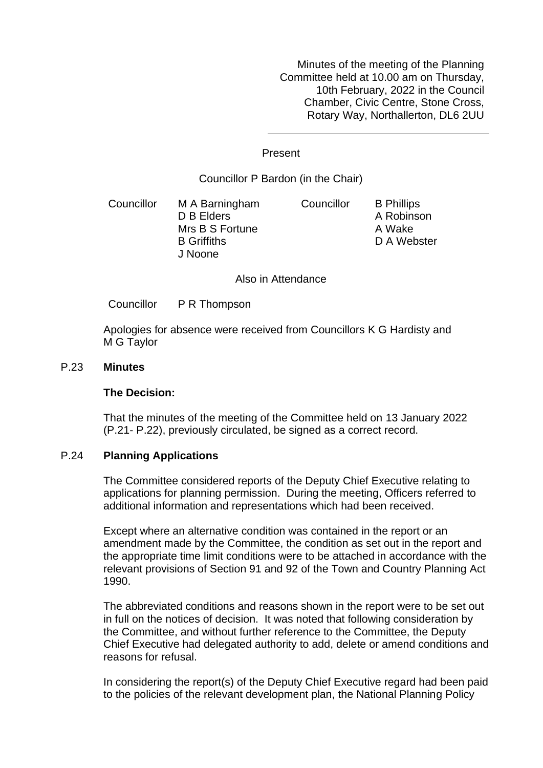Minutes of the meeting of the Planning Committee held at 10.00 am on Thursday, 10th February, 2022 in the Council Chamber, Civic Centre, Stone Cross, Rotary Way, Northallerton, DL6 2UU

---

Present

Councillor P Bardon (in the Chair)

| | | | |
|---|---|---|---|
| Councillor | M A Barningham | Councillor | B Phillips |
| | D B Elders | | A Robinson |
| | Mrs B S Fortune | | A Wake |
| | B Griffiths | | D A Webster |
| | J Noone | | |

Also in Attendance

Councillor P R Thompson

Apologies for absence were received from Councillors K G Hardisty and M G Taylor

## P.23 Minutes

**The Decision:**

That the minutes of the meeting of the Committee held on 13 January 2022 (P.21- P.22), previously circulated, be signed as a correct record.

## P.24 Planning Applications

The Committee considered reports of the Deputy Chief Executive relating to applications for planning permission. During the meeting, Officers referred to additional information and representations which had been received.

Except where an alternative condition was contained in the report or an amendment made by the Committee, the condition as set out in the report and the appropriate time limit conditions were to be attached in accordance with the relevant provisions of Section 91 and 92 of the Town and Country Planning Act 1990.

The abbreviated conditions and reasons shown in the report were to be set out in full on the notices of decision. It was noted that following consideration by the Committee, and without further reference to the Committee, the Deputy Chief Executive had delegated authority to add, delete or amend conditions and reasons for refusal.

In considering the report(s) of the Deputy Chief Executive regard had been paid to the policies of the relevant development plan, the National Planning Policy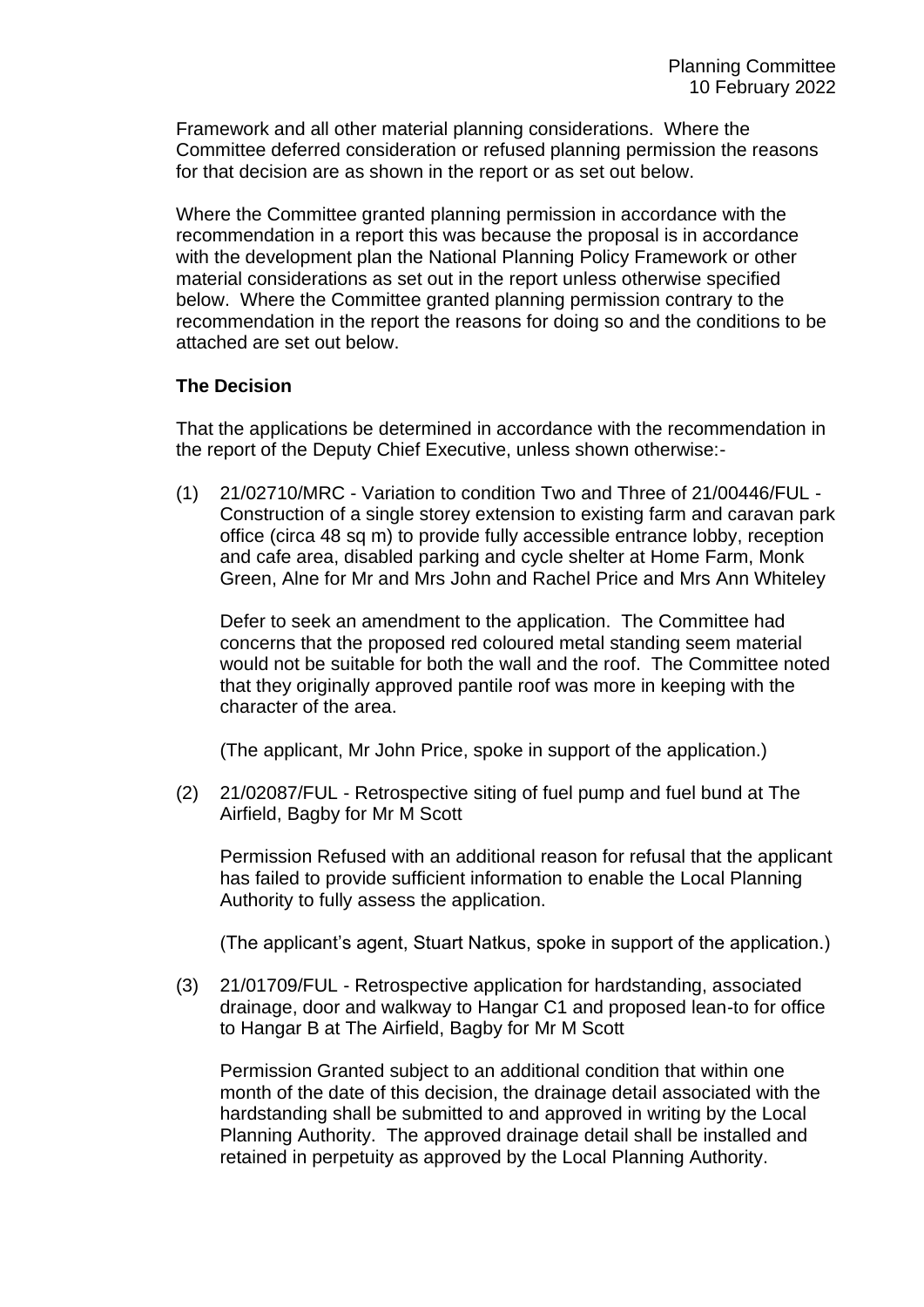Framework and all other material planning considerations. Where the Committee deferred consideration or refused planning permission the reasons for that decision are as shown in the report or as set out below.

Where the Committee granted planning permission in accordance with the recommendation in a report this was because the proposal is in accordance with the development plan the National Planning Policy Framework or other material considerations as set out in the report unless otherwise specified below. Where the Committee granted planning permission contrary to the recommendation in the report the reasons for doing so and the conditions to be attached are set out below.

**The Decision**

That the applications be determined in accordance with the recommendation in the report of the Deputy Chief Executive, unless shown otherwise:-

(1) 21/02710/MRC - Variation to condition Two and Three of 21/00446/FUL - Construction of a single storey extension to existing farm and caravan park office (circa 48 sq m) to provide fully accessible entrance lobby, reception and cafe area, disabled parking and cycle shelter at Home Farm, Monk Green, Alne for Mr and Mrs John and Rachel Price and Mrs Ann Whiteley

Defer to seek an amendment to the application. The Committee had concerns that the proposed red coloured metal standing seem material would not be suitable for both the wall and the roof. The Committee noted that they originally approved pantile roof was more in keeping with the character of the area.

(The applicant, Mr John Price, spoke in support of the application.)

(2) 21/02087/FUL - Retrospective siting of fuel pump and fuel bund at The Airfield, Bagby for Mr M Scott

Permission Refused with an additional reason for refusal that the applicant has failed to provide sufficient information to enable the Local Planning Authority to fully assess the application.

(The applicant's agent, Stuart Natkus, spoke in support of the application.)

(3) 21/01709/FUL - Retrospective application for hardstanding, associated drainage, door and walkway to Hangar C1 and proposed lean-to for office to Hangar B at The Airfield, Bagby for Mr M Scott

Permission Granted subject to an additional condition that within one month of the date of this decision, the drainage detail associated with the hardstanding shall be submitted to and approved in writing by the Local Planning Authority. The approved drainage detail shall be installed and retained in perpetuity as approved by the Local Planning Authority.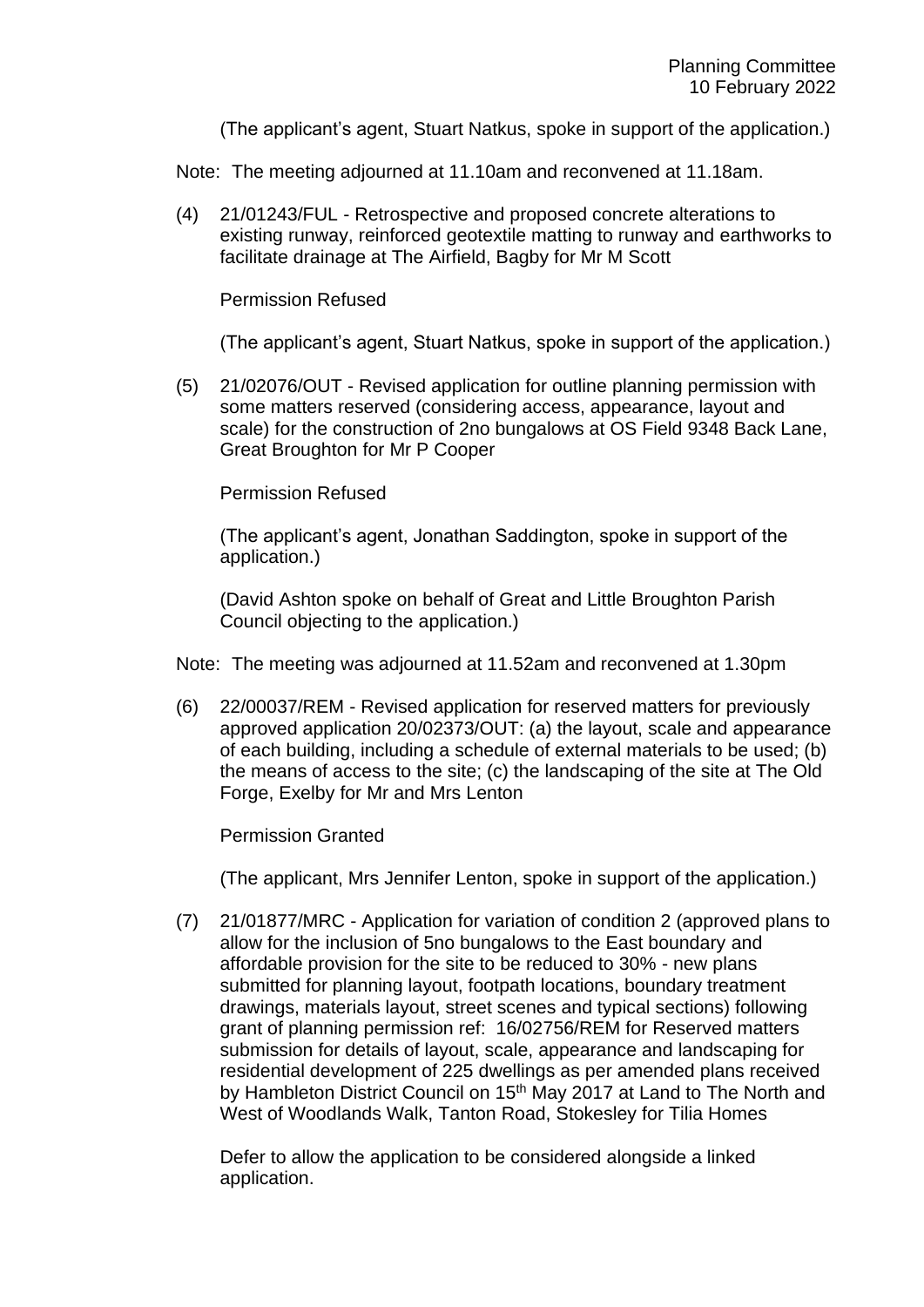(The applicant's agent, Stuart Natkus, spoke in support of the application.)

Note: The meeting adjourned at 11.10am and reconvened at 11.18am.

(4) 21/01243/FUL - Retrospective and proposed concrete alterations to existing runway, reinforced geotextile matting to runway and earthworks to facilitate drainage at The Airfield, Bagby for Mr M Scott

Permission Refused

(The applicant's agent, Stuart Natkus, spoke in support of the application.)

(5) 21/02076/OUT - Revised application for outline planning permission with some matters reserved (considering access, appearance, layout and scale) for the construction of 2no bungalows at OS Field 9348 Back Lane, Great Broughton for Mr P Cooper

Permission Refused

(The applicant's agent, Jonathan Saddington, spoke in support of the application.)

(David Ashton spoke on behalf of Great and Little Broughton Parish Council objecting to the application.)

Note: The meeting was adjourned at 11.52am and reconvened at 1.30pm

(6) 22/00037/REM - Revised application for reserved matters for previously approved application 20/02373/OUT: (a) the layout, scale and appearance of each building, including a schedule of external materials to be used; (b) the means of access to the site; (c) the landscaping of the site at The Old Forge, Exelby for Mr and Mrs Lenton

Permission Granted

(The applicant, Mrs Jennifer Lenton, spoke in support of the application.)

(7) 21/01877/MRC - Application for variation of condition 2 (approved plans to allow for the inclusion of 5no bungalows to the East boundary and affordable provision for the site to be reduced to 30% - new plans submitted for planning layout, footpath locations, boundary treatment drawings, materials layout, street scenes and typical sections) following grant of planning permission ref: 16/02756/REM for Reserved matters submission for details of layout, scale, appearance and landscaping for residential development of 225 dwellings as per amended plans received by Hambleton District Council on 15th May 2017 at Land to The North and West of Woodlands Walk, Tanton Road, Stokesley for Tilia Homes

Defer to allow the application to be considered alongside a linked application.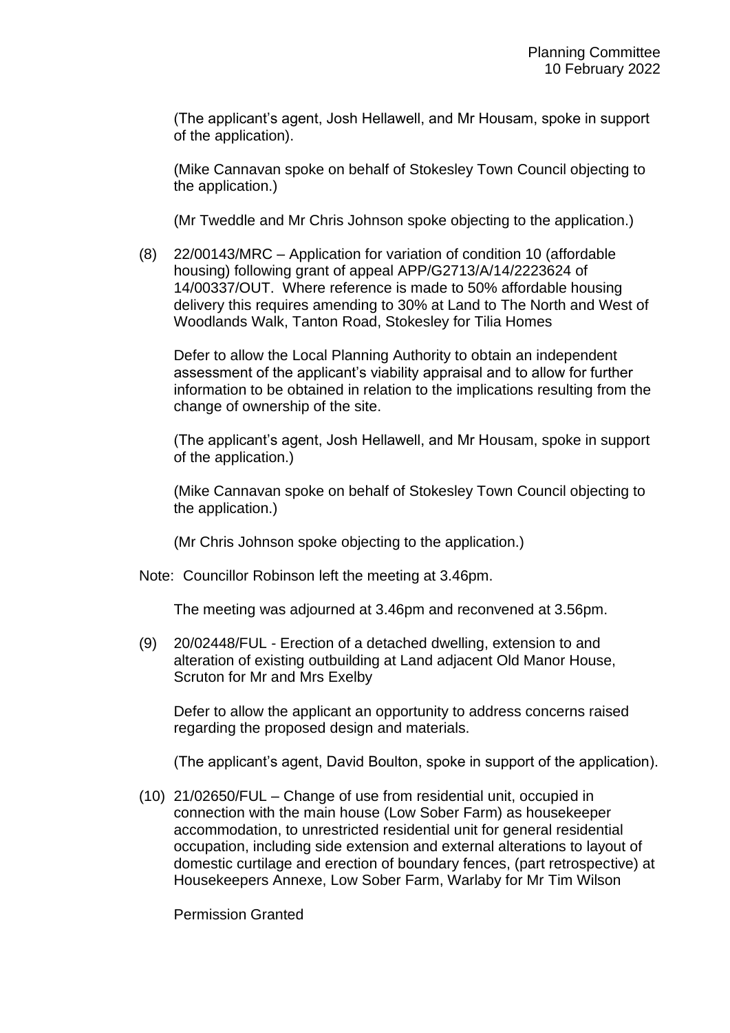(The applicant's agent, Josh Hellawell, and Mr Housam, spoke in support of the application).

(Mike Cannavan spoke on behalf of Stokesley Town Council objecting to the application.)

(Mr Tweddle and Mr Chris Johnson spoke objecting to the application.)

(8) 22/00143/MRC – Application for variation of condition 10 (affordable housing) following grant of appeal APP/G2713/A/14/2223624 of 14/00337/OUT. Where reference is made to 50% affordable housing delivery this requires amending to 30% at Land to The North and West of Woodlands Walk, Tanton Road, Stokesley for Tilia Homes

Defer to allow the Local Planning Authority to obtain an independent assessment of the applicant's viability appraisal and to allow for further information to be obtained in relation to the implications resulting from the change of ownership of the site.

(The applicant's agent, Josh Hellawell, and Mr Housam, spoke in support of the application.)

(Mike Cannavan spoke on behalf of Stokesley Town Council objecting to the application.)

(Mr Chris Johnson spoke objecting to the application.)

Note: Councillor Robinson left the meeting at 3.46pm.

The meeting was adjourned at 3.46pm and reconvened at 3.56pm.

(9) 20/02448/FUL - Erection of a detached dwelling, extension to and alteration of existing outbuilding at Land adjacent Old Manor House, Scruton for Mr and Mrs Exelby

Defer to allow the applicant an opportunity to address concerns raised regarding the proposed design and materials.

(The applicant's agent, David Boulton, spoke in support of the application).

(10) 21/02650/FUL – Change of use from residential unit, occupied in connection with the main house (Low Sober Farm) as housekeeper accommodation, to unrestricted residential unit for general residential occupation, including side extension and external alterations to layout of domestic curtilage and erection of boundary fences, (part retrospective) at Housekeepers Annexe, Low Sober Farm, Warlaby for Mr Tim Wilson

Permission Granted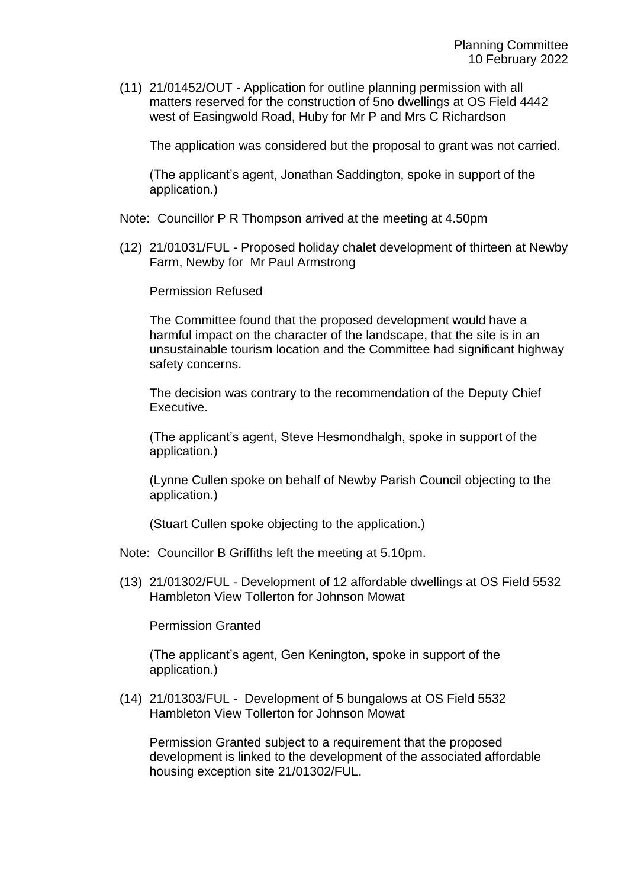(11) 21/01452/OUT - Application for outline planning permission with all matters reserved for the construction of 5no dwellings at OS Field 4442 west of Easingwold Road, Huby for Mr P and Mrs C Richardson

The application was considered but the proposal to grant was not carried.

(The applicant's agent, Jonathan Saddington, spoke in support of the application.)

Note: Councillor P R Thompson arrived at the meeting at 4.50pm

(12) 21/01031/FUL - Proposed holiday chalet development of thirteen at Newby Farm, Newby for Mr Paul Armstrong

Permission Refused

The Committee found that the proposed development would have a harmful impact on the character of the landscape, that the site is in an unsustainable tourism location and the Committee had significant highway safety concerns.

The decision was contrary to the recommendation of the Deputy Chief Executive.

(The applicant's agent, Steve Hesmondhalgh, spoke in support of the application.)

(Lynne Cullen spoke on behalf of Newby Parish Council objecting to the application.)

(Stuart Cullen spoke objecting to the application.)

Note: Councillor B Griffiths left the meeting at 5.10pm.

(13) 21/01302/FUL - Development of 12 affordable dwellings at OS Field 5532 Hambleton View Tollerton for Johnson Mowat

Permission Granted

(The applicant's agent, Gen Kenington, spoke in support of the application.)

(14) 21/01303/FUL - Development of 5 bungalows at OS Field 5532 Hambleton View Tollerton for Johnson Mowat

Permission Granted subject to a requirement that the proposed development is linked to the development of the associated affordable housing exception site 21/01302/FUL.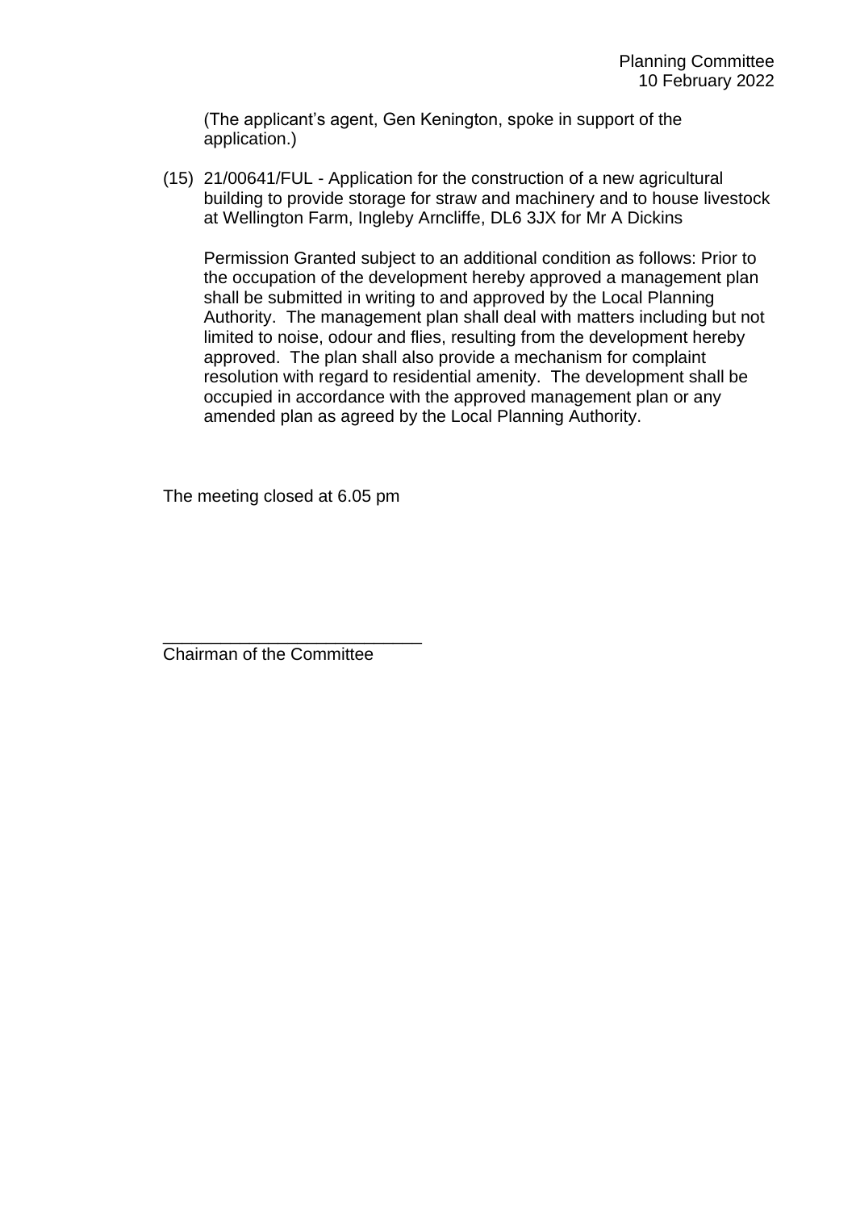(The applicant's agent, Gen Kenington, spoke in support of the application.)

(15) 21/00641/FUL - Application for the construction of a new agricultural building to provide storage for straw and machinery and to house livestock at Wellington Farm, Ingleby Arncliffe, DL6 3JX for Mr A Dickins

Permission Granted subject to an additional condition as follows: Prior to the occupation of the development hereby approved a management plan shall be submitted in writing to and approved by the Local Planning Authority. The management plan shall deal with matters including but not limited to noise, odour and flies, resulting from the development hereby approved. The plan shall also provide a mechanism for complaint resolution with regard to residential amenity. The development shall be occupied in accordance with the approved management plan or any amended plan as agreed by the Local Planning Authority.

The meeting closed at 6.05 pm

___________________________

Chairman of the Committee